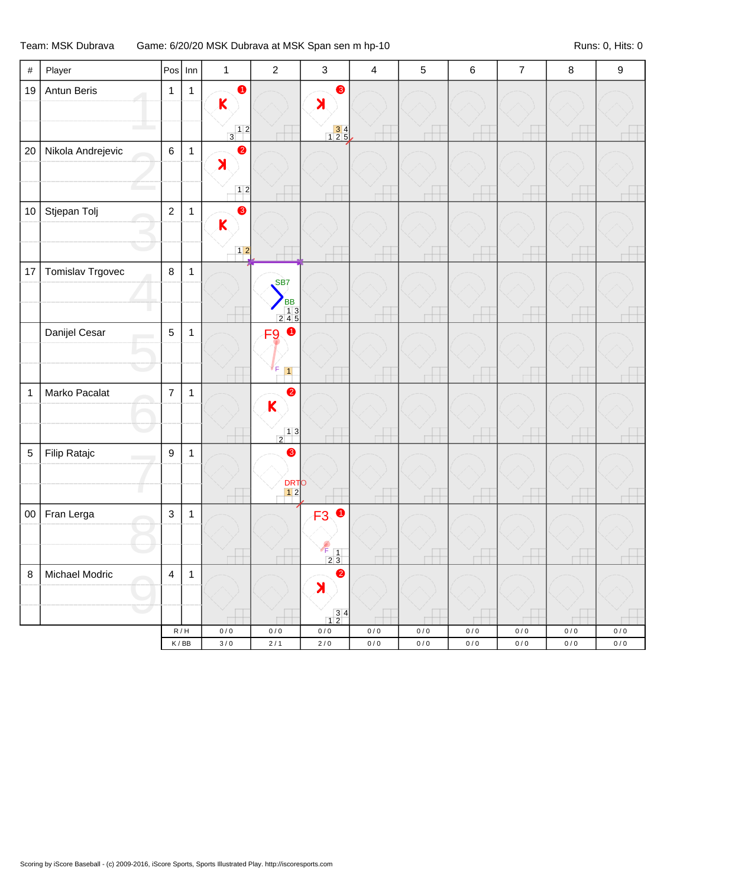Team: MSK Dubrava    Game: 6/20/20 MSK Dubrava at MSK Span sen m hp-10    Runs: 0, Hits: 0

| # | Player | Pos | Inn | 1 | 2 | 3 | 4 | 5 | 6 | 7 | 8 | 9 |
|---|---|---|---|---|---|---|---|---|---|---|---|---|
| 19 | Antun Beris | 1 | 1 | K (1) 1 2 3 | | ꓘ (3) 3 4 1 2 5 | | | | | | |
| 20 | Nikola Andrejevic | 6 | 1 | ꓘ (2) 1 2 | | | | | | | | |
| 10 | Stjepan Tolj | 2 | 1 | K (3) 1 2 | | | | | | | | |
| 17 | Tomislav Trgovec | 8 | 1 | | SB7 BB 1 3 2 4 5 | | | | | | | |
| | Danijel Cesar | 5 | 1 | | F9 (1) F 1 | | | | | | | |
| 1 | Marko Pacalat | 7 | 1 | | K (2) 1 3 2 | | | | | | | |
| 5 | Filip Ratajc | 9 | 1 | | (3) DRTO 1 2 | | | | | | | |
| 00 | Fran Lerga | 3 | 1 | | | F3 (1) F 1 2 3 | | | | | | |
| 8 | Michael Modric | 4 | 1 | | | ꓘ (2) 3 4 1 2 | | | | | | |
| | | R / H | | 0 / 0 | 0 / 0 | 0 / 0 | 0 / 0 | 0 / 0 | 0 / 0 | 0 / 0 | 0 / 0 | 0 / 0 |
| | | K / BB | | 3 / 0 | 2 / 1 | 2 / 0 | 0 / 0 | 0 / 0 | 0 / 0 | 0 / 0 | 0 / 0 | 0 / 0 |

Scoring by iScore Baseball - (c) 2009-2016, iScore Sports, Sports Illustrated Play. http://iscoresports.com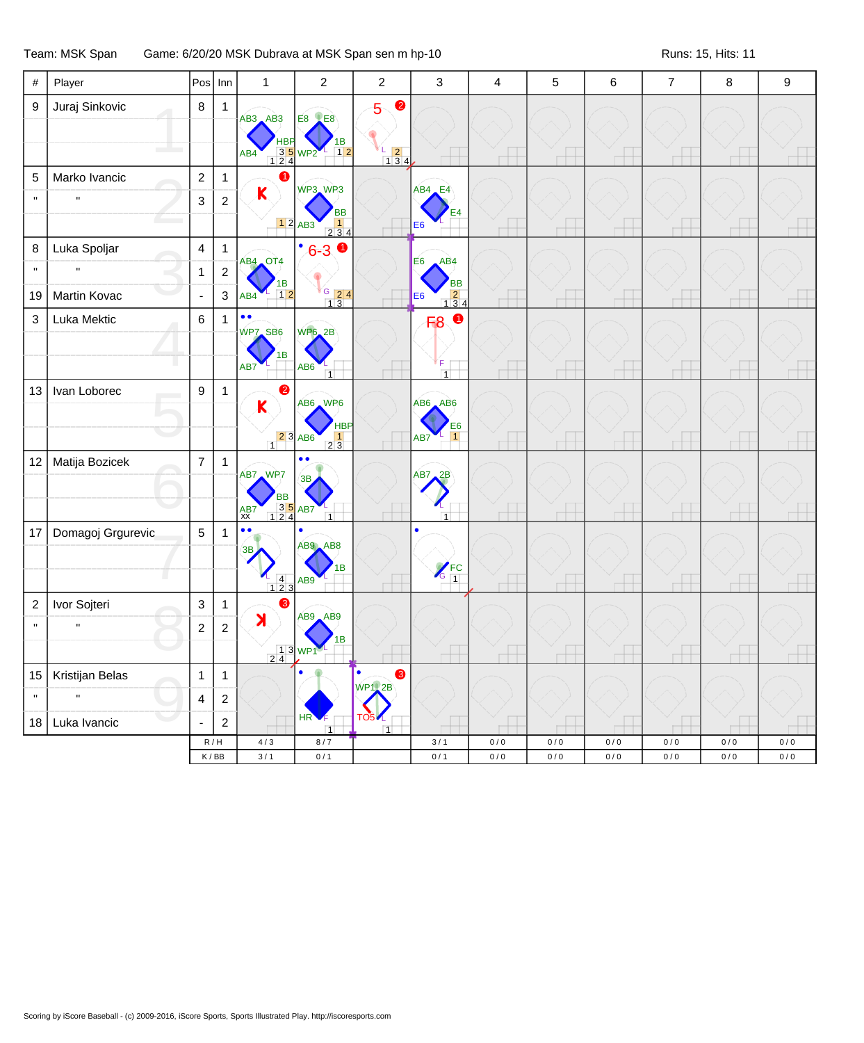Team: MSK Span | Game: 6/20/20 MSK Dubrava at MSK Span sen m hp-10 | Runs: 15, Hits: 11

| # | Player | Pos | Inn | 1 | 2 | 2 | 3 | 4 | 5 | 6 | 7 | 8 | 9 |
|---|---|---|---|---|---|---|---|---|---|---|---|---|---|
| 9 | Juraj Sinkovic | 8 | 1 | AB3 AB3 HBP AB4 3 5 1 2 4 | E8 E8 1B WP2 1 2 | 5 ❷ L 2 1 3 4 | | | | | | | |
| 5 | Marko Ivancic | 2 | 1 | ❶ K 1 2 | WP3 WP3 BB AB3 1 2 3 4 | | AB4 E4 E4 E6 | | | | | | |
| " | " | 3 | 2 | | | | | | | | | | |
| 8 | Luka Spoljar | 4 | 1 | AB4 OT4 1B AB4 1 2 | 6-3 ❶ G 2 4 1 3 | | E6 AB4 BB E6 2 1 3 4 | | | | | | |
| " | " | 1 | 2 | | | | | | | | | | |
| 19 | Martin Kovac | - | 3 | | | | | | | | | | |
| 3 | Luka Mektic | 6 | 1 | WP7 SB6 1B AB7 | WP6 2B AB6 1 | | F8 ❶ F 1 | | | | | | |
| 13 | Ivan Loborec | 9 | 1 | ❷ K 2 3 1 | AB6 WP6 HBP AB6 1 2 3 | | AB6 AB6 E6 AB7 1 | | | | | | |
| 12 | Matija Bozicek | 7 | 1 | AB7 WP7 BB AB7 xx 3 5 1 2 4 | 3B AB7 1 | | AB7 2B 1 | | | | | | |
| 17 | Domagoj Grgurevic | 5 | 1 | 3B 4 1 2 3 | AB9 AB8 1B AB9 | | FC G 1 | | | | | | |
| 2 | Ivor Sojteri | 3 | 1 | ❸ K 1 3 2 4 | AB9 AB9 1B WP1 | | | | | | | | |
| " | " | 2 | 2 | | | | | | | | | | |
| 15 | Kristijan Belas | 1 | 1 | | HR F 1 | WP1 2B TO5 ❸ L 1 | | | | | | | |
| " | " | 4 | 2 | | | | | | | | | | |
| 18 | Luka Ivancic | - | 2 | | | | | | | | | | |
| | | R / H | | 4 / 3 | 8 / 7 | | 3 / 1 | 0 / 0 | 0 / 0 | 0 / 0 | 0 / 0 | 0 / 0 | 0 / 0 |
| | | K / BB | | 3 / 1 | 0 / 1 | | 0 / 1 | 0 / 0 | 0 / 0 | 0 / 0 | 0 / 0 | 0 / 0 | 0 / 0 |

Scoring by iScore Baseball - (c) 2009-2016, iScore Sports, Sports Illustrated Play. http://iscoresports.com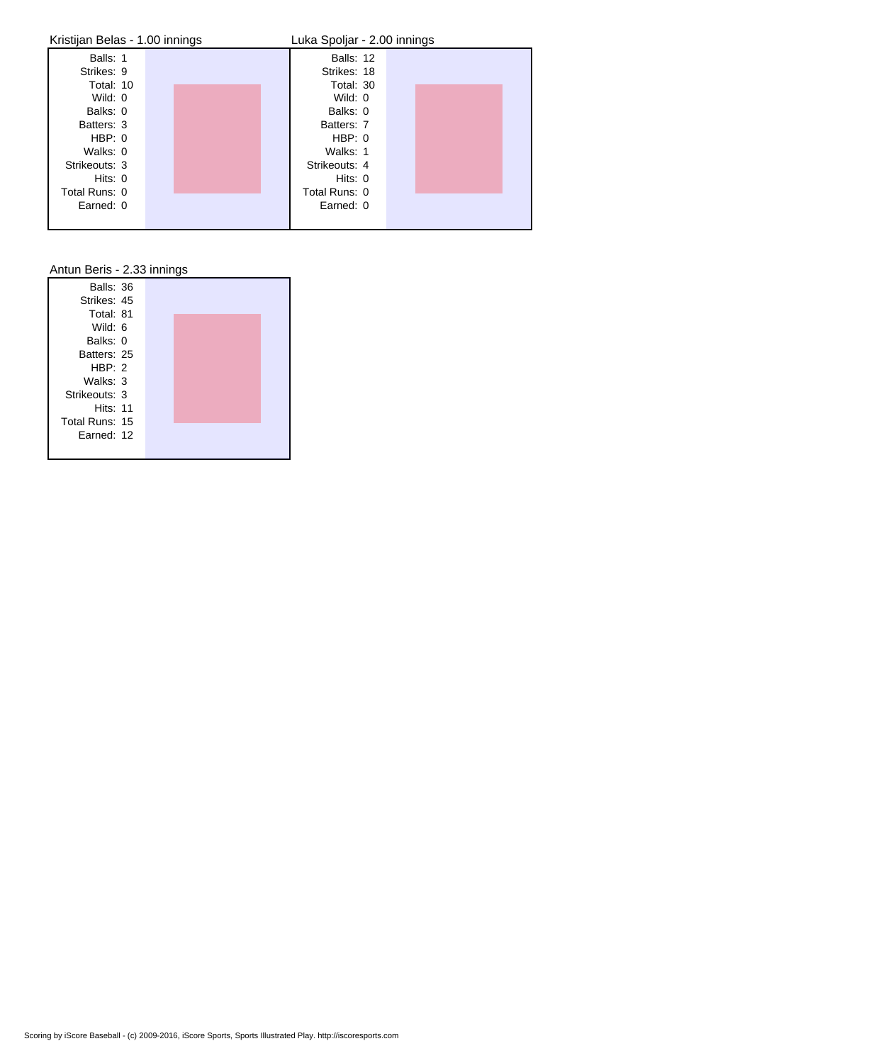Kristijan Belas - 1.00 innings

Balls: 1
Strikes: 9
Total: 10
Wild: 0
Balks: 0
Batters: 3
HBP: 0
Walks: 0
Strikeouts: 3
Hits: 0
Total Runs: 0
Earned: 0

Luka Spoljar - 2.00 innings

Balls: 12
Strikes: 18
Total: 30
Wild: 0
Balks: 0
Batters: 7
HBP: 0
Walks: 1
Strikeouts: 4
Hits: 0
Total Runs: 0
Earned: 0

Antun Beris - 2.33 innings

Balls: 36
Strikes: 45
Total: 81
Wild: 6
Balks: 0
Batters: 25
HBP: 2
Walks: 3
Strikeouts: 3
Hits: 11
Total Runs: 15
Earned: 12

Scoring by iScore Baseball - (c) 2009-2016, iScore Sports, Sports Illustrated Play. http://iscoresports.com